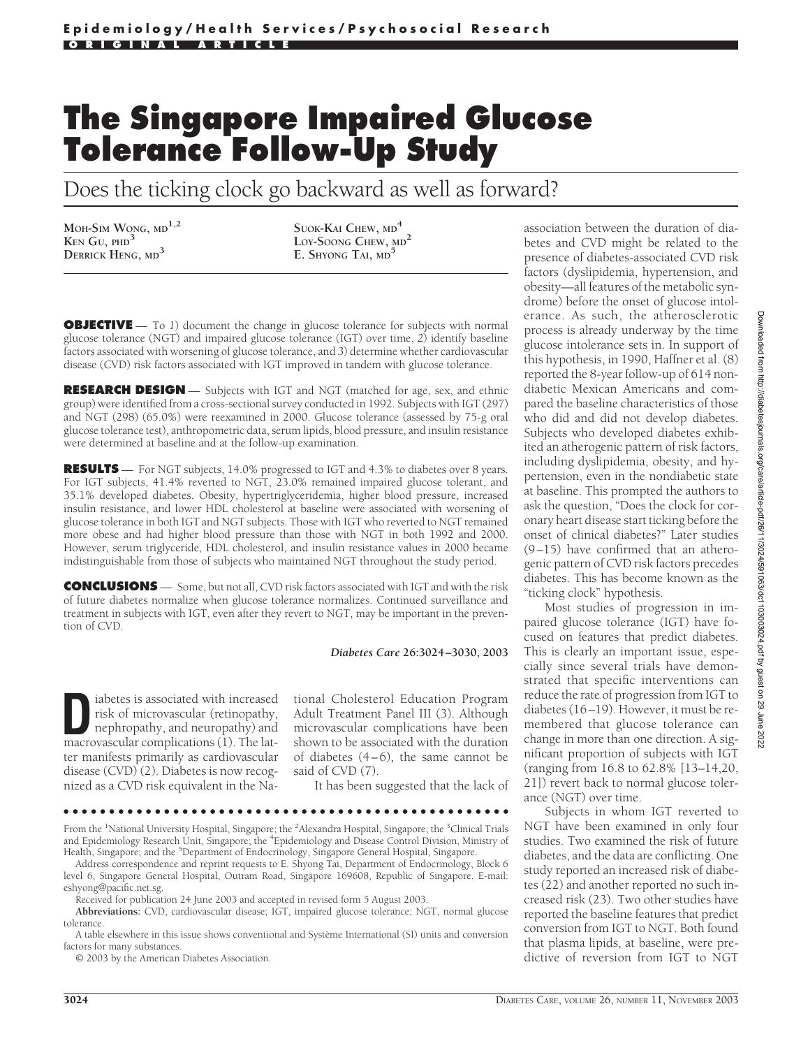Epidemiology/Health Services/Psychosocial Research

ORIGINAL ARTICLE

# The Singapore Impaired Glucose Tolerance Follow-Up Study

## Does the ticking clock go backward as well as forward?

MOH-SIM WONG, MD[1,2]
KEN GU, PHD[3]
DERRICK HENG, MD[3]
SUOK-KAI CHEW, MD[4]
LOY-SOONG CHEW, MD[2]
E. SHYONG TAI, MD[5]

**OBJECTIVE** — To *1*) document the change in glucose tolerance for subjects with normal glucose tolerance (NGT) and impaired glucose tolerance (IGT) over time, *2*) identify baseline factors associated with worsening of glucose tolerance, and *3*) determine whether cardiovascular disease (CVD) risk factors associated with IGT improved in tandem with glucose tolerance.

**RESEARCH DESIGN** — Subjects with IGT and NGT (matched for age, sex, and ethnic group) were identified from a cross-sectional survey conducted in 1992. Subjects with IGT (297) and NGT (298) (65.0%) were reexamined in 2000. Glucose tolerance (assessed by 75-g oral glucose tolerance test), anthropometric data, serum lipids, blood pressure, and insulin resistance were determined at baseline and at the follow-up examination.

**RESULTS** — For NGT subjects, 14.0% progressed to IGT and 4.3% to diabetes over 8 years. For IGT subjects, 41.4% reverted to NGT, 23.0% remained impaired glucose tolerant, and 35.1% developed diabetes. Obesity, hypertriglyceridemia, higher blood pressure, increased insulin resistance, and lower HDL cholesterol at baseline were associated with worsening of glucose tolerance in both IGT and NGT subjects. Those with IGT who reverted to NGT remained more obese and had higher blood pressure than those with NGT in both 1992 and 2000. However, serum triglyceride, HDL cholesterol, and insulin resistance values in 2000 became indistinguishable from those of subjects who maintained NGT throughout the study period.

**CONCLUSIONS** — Some, but not all, CVD risk factors associated with IGT and with the risk of future diabetes normalize when glucose tolerance normalizes. Continued surveillance and treatment in subjects with IGT, even after they revert to NGT, may be important in the prevention of CVD.

*Diabetes Care* **26:**3024–3030, 2003

Diabetes is associated with increased risk of microvascular (retinopathy, nephropathy, and neuropathy) and macrovascular complications (1). The latter manifests primarily as cardiovascular disease (CVD) (2). Diabetes is now recognized as a CVD risk equivalent in the National Cholesterol Education Program Adult Treatment Panel III (3). Although microvascular complications have been shown to be associated with the duration of diabetes (4–6), the same cannot be said of CVD (7).

It has been suggested that the lack of association between the duration of diabetes and CVD might be related to the presence of diabetes-associated CVD risk factors (dyslipidemia, hypertension, and obesity—all features of the metabolic syndrome) before the onset of glucose intolerance. As such, the atherosclerotic process is already underway by the time glucose intolerance sets in. In support of this hypothesis, in 1990, Haffner et al. (8) reported the 8-year follow-up of 614 nondiabetic Mexican Americans and compared the baseline characteristics of those who did and did not develop diabetes. Subjects who developed diabetes exhibited an atherogenic pattern of risk factors, including dyslipidemia, obesity, and hypertension, even in the nondiabetic state at baseline. This prompted the authors to ask the question, "Does the clock for coronary heart disease start ticking before the onset of clinical diabetes?" Later studies (9–15) have confirmed that an atherogenic pattern of CVD risk factors precedes diabetes. This has become known as the "ticking clock" hypothesis.

Most studies of progression in impaired glucose tolerance (IGT) have focused on features that predict diabetes. This is clearly an important issue, especially since several trials have demonstrated that specific interventions can reduce the rate of progression from IGT to diabetes (16–19). However, it must be remembered that glucose tolerance can change in more than one direction. A significant proportion of subjects with IGT (ranging from 16.8 to 62.8% [13–14,20, 21]) revert back to normal glucose tolerance (NGT) over time.

Subjects in whom IGT reverted to NGT have been examined in only four studies. Two examined the risk of future diabetes, and the data are conflicting. One study reported an increased risk of diabetes (22) and another reported no such increased risk (23). Two other studies have reported the baseline features that predict conversion from IGT to NGT. Both found that plasma lipids, at baseline, were predictive of reversion from IGT to NGT

From the [1]National University Hospital, Singapore; the [2]Alexandra Hospital, Singapore; the [3]Clinical Trials and Epidemiology Research Unit, Singapore; the [4]Epidemiology and Disease Control Division, Ministry of Health, Singapore; and the [5]Department of Endocrinology, Singapore General Hospital, Singapore.

Address correspondence and reprint requests to E. Shyong Tai, Department of Endocrinology, Block 6 level 6, Singapore General Hospital, Outram Road, Singapore 169608, Republic of Singapore. E-mail: eshyong@pacific.net.sg.

Received for publication 24 June 2003 and accepted in revised form 5 August 2003.

**Abbreviations:** CVD, cardiovascular disease; IGT, impaired glucose tolerance; NGT, normal glucose tolerance.

A table elsewhere in this issue shows conventional and Système International (SI) units and conversion factors for many substances.

© 2003 by the American Diabetes Association.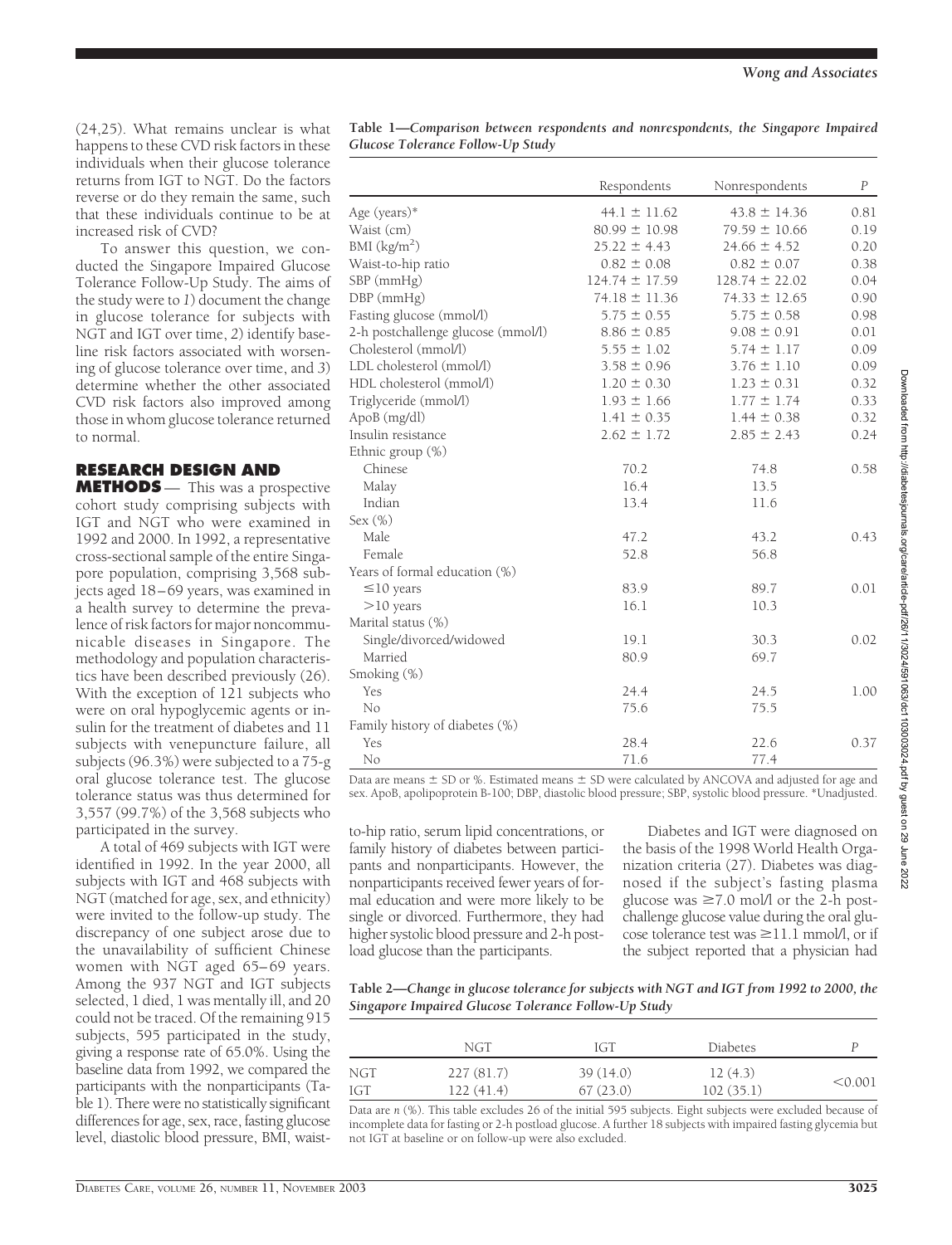(24,25). What remains unclear is what happens to these CVD risk factors in these individuals when their glucose tolerance returns from IGT to NGT. Do the factors reverse or do they remain the same, such that these individuals continue to be at increased risk of CVD?

To answer this question, we conducted the Singapore Impaired Glucose Tolerance Follow-Up Study. The aims of the study were to *1*) document the change in glucose tolerance for subjects with NGT and IGT over time, *2*) identify baseline risk factors associated with worsening of glucose tolerance over time, and *3*) determine whether the other associated CVD risk factors also improved among those in whom glucose tolerance returned to normal.

## RESEARCH DESIGN AND METHODS

This was a prospective cohort study comprising subjects with IGT and NGT who were examined in 1992 and 2000. In 1992, a representative cross-sectional sample of the entire Singapore population, comprising 3,568 subjects aged 18–69 years, was examined in a health survey to determine the prevalence of risk factors for major noncommunicable diseases in Singapore. The methodology and population characteristics have been described previously (26). With the exception of 121 subjects who were on oral hypoglycemic agents or insulin for the treatment of diabetes and 11 subjects with venepuncture failure, all subjects (96.3%) were subjected to a 75-g oral glucose tolerance test. The glucose tolerance status was thus determined for 3,557 (99.7%) of the 3,568 subjects who participated in the survey.

A total of 469 subjects with IGT were identified in 1992. In the year 2000, all subjects with IGT and 468 subjects with NGT (matched for age, sex, and ethnicity) were invited to the follow-up study. The discrepancy of one subject arose due to the unavailability of sufficient Chinese women with NGT aged 65–69 years. Among the 937 NGT and IGT subjects selected, 1 died, 1 was mentally ill, and 20 could not be traced. Of the remaining 915 subjects, 595 participated in the study, giving a response rate of 65.0%. Using the baseline data from 1992, we compared the participants with the nonparticipants (Table 1). There were no statistically significant differences for age, sex, race, fasting glucose level, diastolic blood pressure, BMI, waist-to-hip ratio, serum lipid concentrations, or family history of diabetes between participants and nonparticipants. However, the nonparticipants received fewer years of formal education and were more likely to be single or divorced. Furthermore, they had higher systolic blood pressure and 2-h postload glucose than the participants.

Diabetes and IGT were diagnosed on the basis of the 1998 World Health Organization criteria (27). Diabetes was diagnosed if the subject's fasting plasma glucose was ≥7.0 mol/l or the 2-h postchallenge glucose value during the oral glucose tolerance test was ≥11.1 mmol/l, or if the subject reported that a physician had

**Table 1—*Comparison between respondents and nonrespondents, the Singapore Impaired Glucose Tolerance Follow-Up Study***

| | Respondents | Nonrespondents | *P* |
|---|---|---|---|
| Age (years)* | 44.1 ± 11.62 | 43.8 ± 14.36 | 0.81 |
| Waist (cm) | 80.99 ± 10.98 | 79.59 ± 10.66 | 0.19 |
| BMI (kg/m$^2$) | 25.22 ± 4.43 | 24.66 ± 4.52 | 0.20 |
| Waist-to-hip ratio | 0.82 ± 0.08 | 0.82 ± 0.07 | 0.38 |
| SBP (mmHg) | 124.74 ± 17.59 | 128.74 ± 22.02 | 0.04 |
| DBP (mmHg) | 74.18 ± 11.36 | 74.33 ± 12.65 | 0.90 |
| Fasting glucose (mmol/l) | 5.75 ± 0.55 | 5.75 ± 0.58 | 0.98 |
| 2-h postchallenge glucose (mmol/l) | 8.86 ± 0.85 | 9.08 ± 0.91 | 0.01 |
| Cholesterol (mmol/l) | 5.55 ± 1.02 | 5.74 ± 1.17 | 0.09 |
| LDL cholesterol (mmol/l) | 3.58 ± 0.96 | 3.76 ± 1.10 | 0.09 |
| HDL cholesterol (mmol/l) | 1.20 ± 0.30 | 1.23 ± 0.31 | 0.32 |
| Triglyceride (mmol/l) | 1.93 ± 1.66 | 1.77 ± 1.74 | 0.33 |
| ApoB (mg/dl) | 1.41 ± 0.35 | 1.44 ± 0.38 | 0.32 |
| Insulin resistance | 2.62 ± 1.72 | 2.85 ± 2.43 | 0.24 |
| Ethnic group (%) | | | |
| Chinese | 70.2 | 74.8 | 0.58 |
| Malay | 16.4 | 13.5 | |
| Indian | 13.4 | 11.6 | |
| Sex (%) | | | |
| Male | 47.2 | 43.2 | 0.43 |
| Female | 52.8 | 56.8 | |
| Years of formal education (%) | | | |
| ≤10 years | 83.9 | 89.7 | 0.01 |
| >10 years | 16.1 | 10.3 | |
| Marital status (%) | | | |
| Single/divorced/widowed | 19.1 | 30.3 | 0.02 |
| Married | 80.9 | 69.7 | |
| Smoking (%) | | | |
| Yes | 24.4 | 24.5 | 1.00 |
| No | 75.6 | 75.5 | |
| Family history of diabetes (%) | | | |
| Yes | 28.4 | 22.6 | 0.37 |
| No | 71.6 | 77.4 | |

Data are means ± SD or %. Estimated means ± SD were calculated by ANCOVA and adjusted for age and sex. ApoB, apolipoprotein B-100; DBP, diastolic blood pressure; SBP, systolic blood pressure. *Unadjusted.

**Table 2—*Change in glucose tolerance for subjects with NGT and IGT from 1992 to 2000, the Singapore Impaired Glucose Tolerance Follow-Up Study***

| | NGT | IGT | Diabetes | *P* |
|---|---|---|---|---|
| NGT | 227 (81.7) | 39 (14.0) | 12 (4.3) | <0.001 |
| IGT | 122 (41.4) | 67 (23.0) | 102 (35.1) | |

Data are *n* (%). This table excludes 26 of the initial 595 subjects. Eight subjects were excluded because of incomplete data for fasting or 2-h postload glucose. A further 18 subjects with impaired fasting glycemia but not IGT at baseline or on follow-up were also excluded.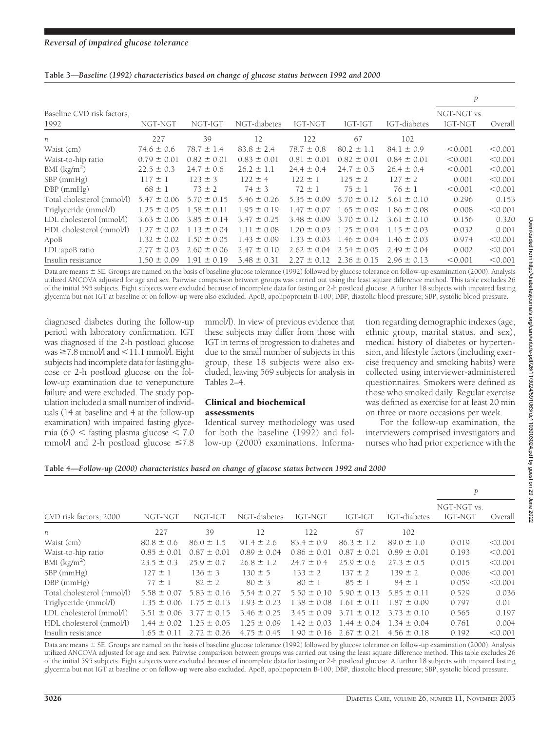**Table 3—*Baseline (1992) characteristics based on change of glucose status between 1992 and 2000***

| Baseline CVD risk factors, 1992 | NGT-NGT | NGT-IGT | NGT-diabetes | IGT-NGT | IGT-IGT | IGT-diabetes | *P* | |
|---|---|---|---|---|---|---|---|---|
| | | | | | | | NGT-NGT vs. IGT-NGT | Overall |
| *n* | 227 | 39 | 12 | 122 | 67 | 102 | | |
| Waist (cm) | 74.6 ± 0.6 | 78.7 ± 1.4 | 83.8 ± 2.4 | 78.7 ± 0.8 | 80.2 ± 1.1 | 84.1 ± 0.9 | <0.001 | <0.001 |
| Waist-to-hip ratio | 0.79 ± 0.01 | 0.82 ± 0.01 | 0.83 ± 0.01 | 0.81 ± 0.01 | 0.82 ± 0.01 | 0.84 ± 0.01 | <0.001 | <0.001 |
| BMI (kg/m$^2$) | 22.5 ± 0.3 | 24.7 ± 0.6 | 26.2 ± 1.1 | 24.4 ± 0.4 | 24.7 ± 0.5 | 26.4 ± 0.4 | <0.001 | <0.001 |
| SBP (mmHg) | 117 ± 1 | 123 ± 3 | 122 ± 4 | 122 ± 1 | 125 ± 2 | 127 ± 2 | 0.001 | <0.001 |
| DBP (mmHg) | 68 ± 1 | 73 ± 2 | 74 ± 3 | 72 ± 1 | 75 ± 1 | 76 ± 1 | <0.001 | <0.001 |
| Total cholesterol (mmol/l) | 5.47 ± 0.06 | 5.70 ± 0.15 | 5.46 ± 0.26 | 5.35 ± 0.09 | 5.70 ± 0.12 | 5.61 ± 0.10 | 0.296 | 0.153 |
| Triglyceride (mmol/l) | 1.25 ± 0.05 | 1.58 ± 0.11 | 1.95 ± 0.19 | 1.47 ± 0.07 | 1.65 ± 0.09 | 1.86 ± 0.08 | 0.008 | <0.001 |
| LDL cholesterol (mmol/l) | 3.63 ± 0.06 | 3.85 ± 0.14 | 3.47 ± 0.25 | 3.48 ± 0.09 | 3.70 ± 0.12 | 3.61 ± 0.10 | 0.156 | 0.320 |
| HDL cholesterol (mmol/l) | 1.27 ± 0.02 | 1.13 ± 0.04 | 1.11 ± 0.08 | 1.20 ± 0.03 | 1.25 ± 0.04 | 1.15 ± 0.03 | 0.032 | 0.001 |
| ApoB | 1.32 ± 0.02 | 1.50 ± 0.05 | 1.43 ± 0.09 | 1.33 ± 0.03 | 1.46 ± 0.04 | 1.46 ± 0.03 | 0.974 | <0.001 |
| LDL:apoB ratio | 2.77 ± 0.03 | 2.60 ± 0.06 | 2.47 ± 0.10 | 2.62 ± 0.04 | 2.54 ± 0.05 | 2.49 ± 0.04 | 0.002 | <0.001 |
| Insulin resistance | 1.50 ± 0.09 | 1.91 ± 0.19 | 3.48 ± 0.31 | 2.27 ± 0.12 | 2.36 ± 0.15 | 2.96 ± 0.13 | <0.001 | <0.001 |

Data are means ± SE. Groups are named on the basis of baseline glucose tolerance (1992) followed by glucose tolerance on follow-up examination (2000). Analysis utilized ANCOVA adjusted for age and sex. Pairwise comparison between groups was carried out using the least square difference method. This table excludes 26 of the initial 595 subjects. Eight subjects were excluded because of incomplete data for fasting or 2-h postload glucose. A further 18 subjects with impaired fasting glycemia but not IGT at baseline or on follow-up were also excluded. ApoB, apolipoprotein B-100; DBP, diastolic blood pressure; SBP, systolic blood pressure.

diagnosed diabetes during the follow-up period with laboratory confirmation. IGT was diagnosed if the 2-h postload glucose was ≥7.8 mmol/l and <11.1 mmol/l. Eight subjects had incomplete data for fasting glucose or 2-h postload glucose on the follow-up examination due to venepuncture failure and were excluded. The study population included a small number of individuals (14 at baseline and 4 at the follow-up examination) with impaired fasting glycemia (6.0 < fasting plasma glucose < 7.0 mmol/l and 2-h postload glucose ≤7.8 mmol/l). In view of previous evidence that these subjects may differ from those with IGT in terms of progression to diabetes and due to the small number of subjects in this group, these 18 subjects were also excluded, leaving 569 subjects for analysis in Tables 2–4.

## Clinical and biochemical assessments

Identical survey methodology was used for both the baseline (1992) and follow-up (2000) examinations. Information regarding demographic indexes (age, ethnic group, marital status, and sex), medical history of diabetes or hypertension, and lifestyle factors (including exercise frequency and smoking habits) were collected using interviewer-administered questionnaires. Smokers were defined as those who smoked daily. Regular exercise was defined as exercise for at least 20 min on three or more occasions per week.

For the follow-up examination, the interviewers comprised investigators and nurses who had prior experience with the

**Table 4—*Follow-up (2000) characteristics based on change of glucose status between 1992 and 2000***

| CVD risk factors, 2000 | NGT-NGT | NGT-IGT | NGT-diabetes | IGT-NGT | IGT-IGT | IGT-diabetes | *P* | |
|---|---|---|---|---|---|---|---|---|
| | | | | | | | NGT-NGT vs. IGT-NGT | Overall |
| *n* | 227 | 39 | 12 | 122 | 67 | 102 | | |
| Waist (cm) | 80.8 ± 0.6 | 86.0 ± 1.5 | 91.4 ± 2.6 | 83.4 ± 0.9 | 86.3 ± 1.2 | 89.0 ± 1.0 | 0.019 | <0.001 |
| Waist-to-hip ratio | 0.85 ± 0.01 | 0.87 ± 0.01 | 0.89 ± 0.04 | 0.86 ± 0.01 | 0.87 ± 0.01 | 0.89 ± 0.01 | 0.193 | <0.001 |
| BMI (kg/m$^2$) | 23.5 ± 0.3 | 25.9 ± 0.7 | 26.8 ± 1.2 | 24.7 ± 0.4 | 25.9 ± 0.6 | 27.3 ± 0.5 | 0.015 | <0.001 |
| SBP (mmHg) | 127 ± 1 | 136 ± 3 | 130 ± 5 | 133 ± 2 | 137 ± 2 | 139 ± 2 | 0.006 | <0.001 |
| DBP (mmHg) | 77 ± 1 | 82 ± 2 | 80 ± 3 | 80 ± 1 | 85 ± 1 | 84 ± 1 | 0.059 | <0.001 |
| Total cholesterol (mmol/l) | 5.58 ± 0.07 | 5.83 ± 0.16 | 5.54 ± 0.27 | 5.50 ± 0.10 | 5.90 ± 0.13 | 5.85 ± 0.11 | 0.529 | 0.036 |
| Triglyceride (mmol/l) | 1.35 ± 0.06 | 1.75 ± 0.13 | 1.93 ± 0.23 | 1.38 ± 0.08 | 1.61 ± 0.11 | 1.87 ± 0.09 | 0.797 | 0.01 |
| LDL cholesterol (mmol/l) | 3.51 ± 0.06 | 3.77 ± 0.15 | 3.46 ± 0.25 | 3.45 ± 0.09 | 3.71 ± 0.12 | 3.73 ± 0.10 | 0.565 | 0.197 |
| HDL cholesterol (mmol/l) | 1.44 ± 0.02 | 1.25 ± 0.05 | 1.25 ± 0.09 | 1.42 ± 0.03 | 1.44 ± 0.04 | 1.34 ± 0.04 | 0.761 | 0.004 |
| Insulin resistance | 1.65 ± 0.11 | 2.72 ± 0.26 | 4.75 ± 0.45 | 1.90 ± 0.16 | 2.67 ± 0.21 | 4.56 ± 0.18 | 0.192 | <0.001 |

Data are means ± SE. Groups are named on the basis of baseline glucose tolerance (1992) followed by glucose tolerance on follow-up examination (2000). Analysis utilized ANCOVA adjusted for age and sex. Pairwise comparison between groups was carried out using the least square difference method. This table excludes 26 of the initial 595 subjects. Eight subjects were excluded because of incomplete data for fasting or 2-h postload glucose. A further 18 subjects with impaired fasting glycemia but not IGT at baseline or on follow-up were also excluded. ApoB, apolipoprotein B-100; DBP, diastolic blood pressure; SBP, systolic blood pressure.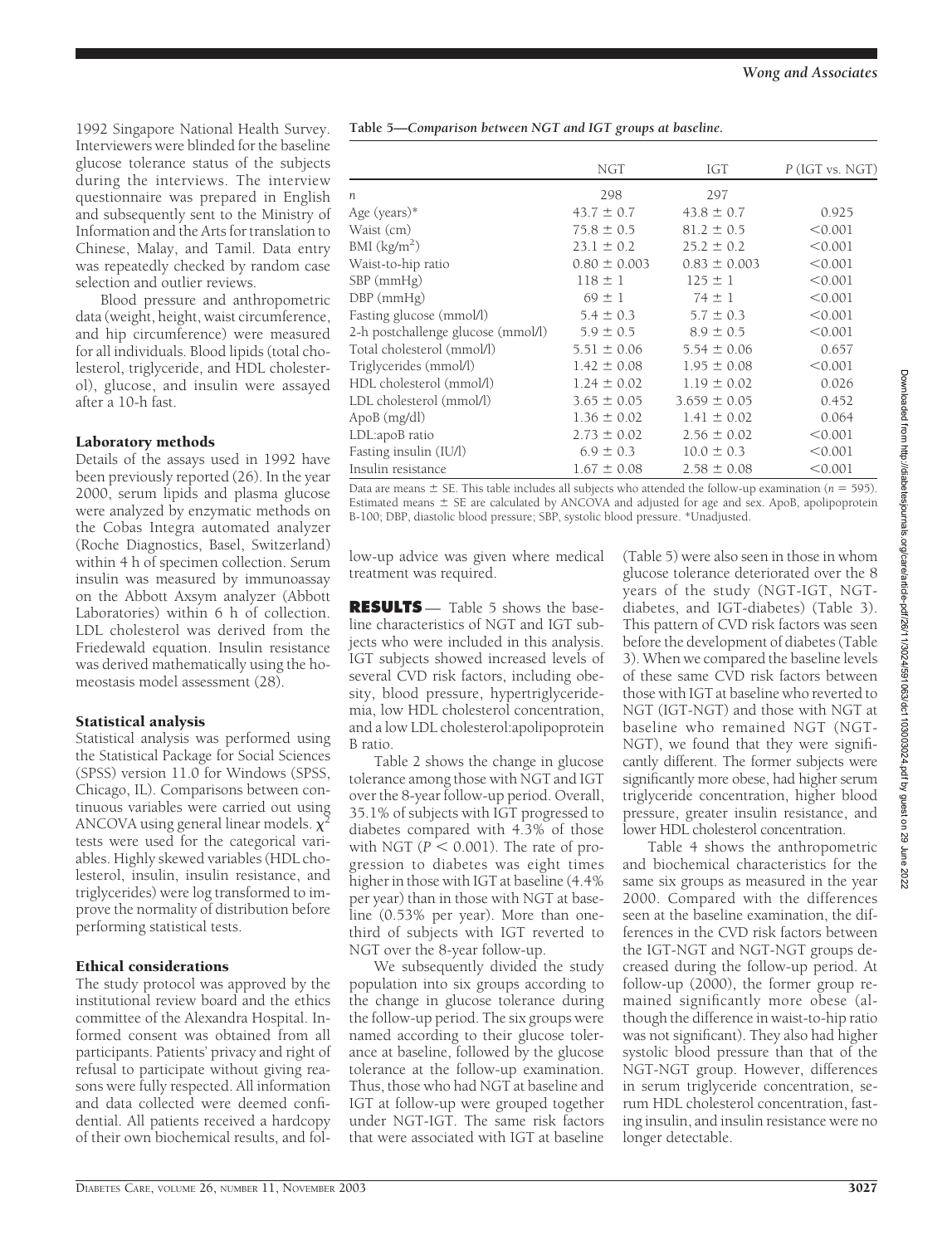1992 Singapore National Health Survey. Interviewers were blinded for the baseline glucose tolerance status of the subjects during the interviews. The interview questionnaire was prepared in English and subsequently sent to the Ministry of Information and the Arts for translation to Chinese, Malay, and Tamil. Data entry was repeatedly checked by random case selection and outlier reviews.

Blood pressure and anthropometric data (weight, height, waist circumference, and hip circumference) were measured for all individuals. Blood lipids (total cholesterol, triglyceride, and HDL cholesterol), glucose, and insulin were assayed after a 10-h fast.

### Laboratory methods

Details of the assays used in 1992 have been previously reported (26). In the year 2000, serum lipids and plasma glucose were analyzed by enzymatic methods on the Cobas Integra automated analyzer (Roche Diagnostics, Basel, Switzerland) within 4 h of specimen collection. Serum insulin was measured by immunoassay on the Abbott Axsym analyzer (Abbott Laboratories) within 6 h of collection. LDL cholesterol was derived from the Friedewald equation. Insulin resistance was derived mathematically using the homeostasis model assessment (28).

### Statistical analysis

Statistical analysis was performed using the Statistical Package for Social Sciences (SPSS) version 11.0 for Windows (SPSS, Chicago, IL). Comparisons between continuous variables were carried out using ANCOVA using general linear models. $\chi^2$ tests were used for the categorical variables. Highly skewed variables (HDL cholesterol, insulin, insulin resistance, and triglycerides) were log transformed to improve the normality of distribution before performing statistical tests.

### Ethical considerations

The study protocol was approved by the institutional review board and the ethics committee of the Alexandra Hospital. Informed consent was obtained from all participants. Patients' privacy and right of refusal to participate without giving reasons were fully respected. All information and data collected were deemed confidential. All patients received a hardcopy of their own biochemical results, and follow-up advice was given where medical treatment was required.

**Table 5—*Comparison between NGT and IGT groups at baseline.***

| | NGT | IGT | *P* (IGT vs. NGT) |
|---|---|---|---|
| *n* | 298 | 297 | |
| Age (years)* | 43.7 ± 0.7 | 43.8 ± 0.7 | 0.925 |
| Waist (cm) | 75.8 ± 0.5 | 81.2 ± 0.5 | <0.001 |
| BMI (kg/m$^2$) | 23.1 ± 0.2 | 25.2 ± 0.2 | <0.001 |
| Waist-to-hip ratio | 0.80 ± 0.003 | 0.83 ± 0.003 | <0.001 |
| SBP (mmHg) | 118 ± 1 | 125 ± 1 | <0.001 |
| DBP (mmHg) | 69 ± 1 | 74 ± 1 | <0.001 |
| Fasting glucose (mmol/l) | 5.4 ± 0.3 | 5.7 ± 0.3 | <0.001 |
| 2-h postchallenge glucose (mmol/l) | 5.9 ± 0.5 | 8.9 ± 0.5 | <0.001 |
| Total cholesterol (mmol/l) | 5.51 ± 0.06 | 5.54 ± 0.06 | 0.657 |
| Triglycerides (mmol/l) | 1.42 ± 0.08 | 1.95 ± 0.08 | <0.001 |
| HDL cholesterol (mmol/l) | 1.24 ± 0.02 | 1.19 ± 0.02 | 0.026 |
| LDL cholesterol (mmol/l) | 3.65 ± 0.05 | 3.659 ± 0.05 | 0.452 |
| ApoB (mg/dl) | 1.36 ± 0.02 | 1.41 ± 0.02 | 0.064 |
| LDL:apoB ratio | 2.73 ± 0.02 | 2.56 ± 0.02 | <0.001 |
| Fasting insulin (IU/l) | 6.9 ± 0.3 | 10.0 ± 0.3 | <0.001 |
| Insulin resistance | 1.67 ± 0.08 | 2.58 ± 0.08 | <0.001 |

Data are means ± SE. This table includes all subjects who attended the follow-up examination ($n$ = 595). Estimated means ± SE are calculated by ANCOVA and adjusted for age and sex. ApoB, apolipoprotein B-100; DBP, diastolic blood pressure; SBP, systolic blood pressure. *Unadjusted.

## RESULTS

Table 5 shows the baseline characteristics of NGT and IGT subjects who were included in this analysis. IGT subjects showed increased levels of several CVD risk factors, including obesity, blood pressure, hypertriglyceridemia, low HDL cholesterol concentration, and a low LDL cholesterol:apolipoprotein B ratio.

Table 2 shows the change in glucose tolerance among those with NGT and IGT over the 8-year follow-up period. Overall, 35.1% of subjects with IGT progressed to diabetes compared with 4.3% of those with NGT ($P < 0.001$). The rate of progression to diabetes was eight times higher in those with IGT at baseline (4.4% per year) than in those with NGT at baseline (0.53% per year). More than one-third of subjects with IGT reverted to NGT over the 8-year follow-up.

We subsequently divided the study population into six groups according to the change in glucose tolerance during the follow-up period. The six groups were named according to their glucose tolerance at baseline, followed by the glucose tolerance at the follow-up examination. Thus, those who had NGT at baseline and IGT at follow-up were grouped together under NGT-IGT. The same risk factors that were associated with IGT at baseline (Table 5) were also seen in those in whom glucose tolerance deteriorated over the 8 years of the study (NGT-IGT, NGT-diabetes, and IGT-diabetes) (Table 3). This pattern of CVD risk factors was seen before the development of diabetes (Table 3). When we compared the baseline levels of these same CVD risk factors between those with IGT at baseline who reverted to NGT (IGT-NGT) and those with NGT at baseline who remained NGT (NGT-NGT), we found that they were significantly different. The former subjects were significantly more obese, had higher serum triglyceride concentration, higher blood pressure, greater insulin resistance, and lower HDL cholesterol concentration.

Table 4 shows the anthropometric and biochemical characteristics for the same six groups as measured in the year 2000. Compared with the differences seen at the baseline examination, the differences in the CVD risk factors between the IGT-NGT and NGT-NGT groups decreased during the follow-up period. At follow-up (2000), the former group remained significantly more obese (although the difference in waist-to-hip ratio was not significant). They also had higher systolic blood pressure than that of the NGT-NGT group. However, differences in serum triglyceride concentration, serum HDL cholesterol concentration, fasting insulin, and insulin resistance were no longer detectable.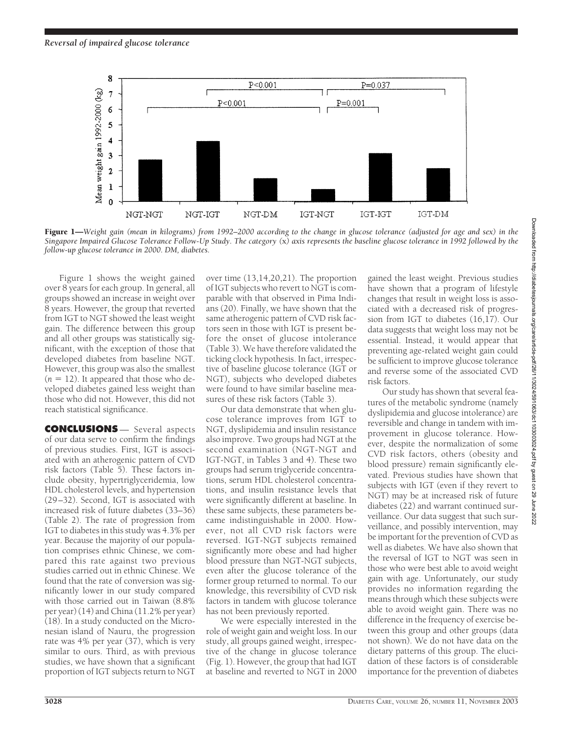**Figure 1**—*Weight gain (mean in kilograms) from 1992–2000 according to the change in glucose tolerance (adjusted for age and sex) in the Singapore Impaired Glucose Tolerance Follow-Up Study. The category (*x*) axis represents the baseline glucose tolerance in 1992 followed by the follow-up glucose tolerance in 2000. DM, diabetes.*

Figure 1 shows the weight gained over 8 years for each group. In general, all groups showed an increase in weight over 8 years. However, the group that reverted from IGT to NGT showed the least weight gain. The difference between this group and all other groups was statistically significant, with the exception of those that developed diabetes from baseline NGT. However, this group was also the smallest ($n = 12$). It appeared that those who developed diabetes gained less weight than those who did not. However, this did not reach statistical significance.

## CONCLUSIONS

Several aspects of our data serve to confirm the findings of previous studies. First, IGT is associated with an atherogenic pattern of CVD risk factors (Table 5). These factors include obesity, hypertriglyceridemia, low HDL cholesterol levels, and hypertension (29–32). Second, IGT is associated with increased risk of future diabetes (33–36) (Table 2). The rate of progression from IGT to diabetes in this study was 4.3% per year. Because the majority of our population comprises ethnic Chinese, we compared this rate against two previous studies carried out in ethnic Chinese. We found that the rate of conversion was significantly lower in our study compared with those carried out in Taiwan (8.8% per year) (14) and China (11.2% per year) (18). In a study conducted on the Micronesian island of Nauru, the progression rate was 4% per year (37), which is very similar to ours. Third, as with previous studies, we have shown that a significant proportion of IGT subjects return to NGT over time (13,14,20,21). The proportion of IGT subjects who revert to NGT is comparable with that observed in Pima Indians (20). Finally, we have shown that the same atherogenic pattern of CVD risk factors seen in those with IGT is present before the onset of glucose intolerance (Table 3). We have therefore validated the ticking clock hypothesis. In fact, irrespective of baseline glucose tolerance (IGT or NGT), subjects who developed diabetes were found to have similar baseline measures of these risk factors (Table 3).

Our data demonstrate that when glucose tolerance improves from IGT to NGT, dyslipidemia and insulin resistance also improve. Two groups had NGT at the second examination (NGT-NGT and IGT-NGT, in Tables 3 and 4). These two groups had serum triglyceride concentrations, serum HDL cholesterol concentrations, and insulin resistance levels that were significantly different at baseline. In these same subjects, these parameters became indistinguishable in 2000. However, not all CVD risk factors were reversed. IGT-NGT subjects remained significantly more obese and had higher blood pressure than NGT-NGT subjects, even after the glucose tolerance of the former group returned to normal. To our knowledge, this reversibility of CVD risk factors in tandem with glucose tolerance has not been previously reported.

We were especially interested in the role of weight gain and weight loss. In our study, all groups gained weight, irrespective of the change in glucose tolerance (Fig. 1). However, the group that had IGT at baseline and reverted to NGT in 2000 gained the least weight. Previous studies have shown that a program of lifestyle changes that result in weight loss is associated with a decreased risk of progression from IGT to diabetes (16,17). Our data suggests that weight loss may not be essential. Instead, it would appear that preventing age-related weight gain could be sufficient to improve glucose tolerance and reverse some of the associated CVD risk factors.

Our study has shown that several features of the metabolic syndrome (namely dyslipidemia and glucose intolerance) are reversible and change in tandem with improvement in glucose tolerance. However, despite the normalization of some CVD risk factors, others (obesity and blood pressure) remain significantly elevated. Previous studies have shown that subjects with IGT (even if they revert to NGT) may be at increased risk of future diabetes (22) and warrant continued surveillance. Our data suggest that such surveillance, and possibly intervention, may be important for the prevention of CVD as well as diabetes. We have also shown that the reversal of IGT to NGT was seen in those who were best able to avoid weight gain with age. Unfortunately, our study provides no information regarding the means through which these subjects were able to avoid weight gain. There was no difference in the frequency of exercise between this group and other groups (data not shown). We do not have data on the dietary patterns of this group. The elucidation of these factors is of considerable importance for the prevention of diabetes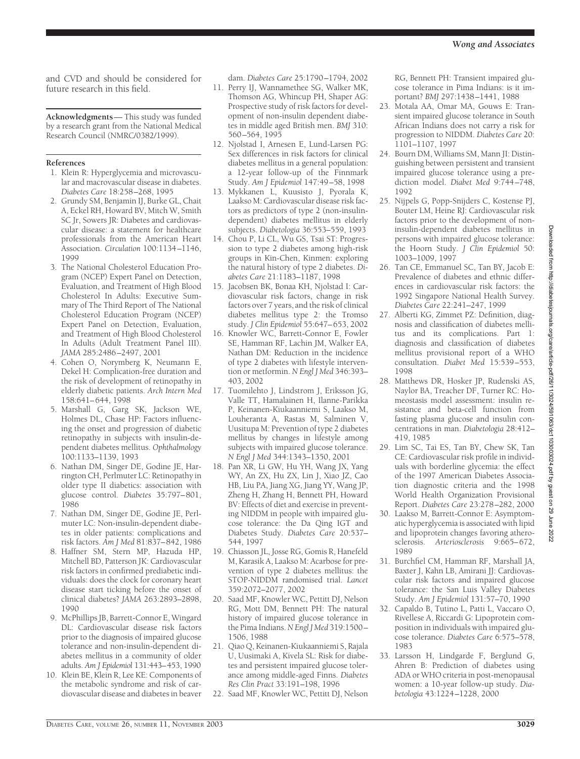and CVD and should be considered for future research in this field.

**Acknowledgments**— This study was funded by a research grant from the National Medical Research Council (NMRC/0382/1999).

## References

1. Klein R: Hyperglycemia and microvascular and macrovascular disease in diabetes. *Diabetes Care* 18:258–268, 1995
2. Grundy SM, Benjamin IJ, Burke GL, Chait A, Eckel RH, Howard BV, Mitch W, Smith SC Jr, Sowers JR: Diabetes and cardiovascular disease: a statement for healthcare professionals from the American Heart Association. *Circulation* 100:1134–1146, 1999
3. The National Cholesterol Education Program (NCEP) Expert Panel on Detection, Evaluation, and Treatment of High Blood Cholesterol In Adults: Executive Summary of The Third Report of The National Cholesterol Education Program (NCEP) Expert Panel on Detection, Evaluation, and Treatment of High Blood Cholesterol In Adults (Adult Treatment Panel III). *JAMA* 285:2486–2497, 2001
4. Cohen O, Norymberg K, Neumann E, Dekel H: Complication-free duration and the risk of development of retinopathy in elderly diabetic patients. *Arch Intern Med* 158:641–644, 1998
5. Marshall G, Garg SK, Jackson WE, Holmes DL, Chase HP: Factors influencing the onset and progression of diabetic retinopathy in subjects with insulin-dependent diabetes mellitus. *Ophthalmology* 100:1133–1139, 1993
6. Nathan DM, Singer DE, Godine JE, Harrington CH, Perlmuter LC: Retinopathy in older type II diabetics: association with glucose control. *Diabetes* 35:797–801, 1986
7. Nathan DM, Singer DE, Godine JE, Perlmuter LC: Non-insulin-dependent diabetes in older patients: complications and risk factors. *Am J Med* 81:837–842, 1986
8. Haffner SM, Stern MP, Hazuda HP, Mitchell BD, Patterson JK: Cardiovascular risk factors in confirmed prediabetic individuals: does the clock for coronary heart disease start ticking before the onset of clinical diabetes? *JAMA* 263:2893–2898, 1990
9. McPhillips JB, Barrett-Connor E, Wingard DL: Cardiovascular disease risk factors prior to the diagnosis of impaired glucose tolerance and non-insulin-dependent diabetes mellitus in a community of older adults. *Am J Epidemiol* 131:443–453, 1990
10. Klein BE, Klein R, Lee KE: Components of the metabolic syndrome and risk of cardiovascular disease and diabetes in beaver dam. *Diabetes Care* 25:1790–1794, 2002
11. Perry IJ, Wannamethee SG, Walker MK, Thomson AG, Whincup PH, Shaper AG: Prospective study of risk factors for development of non-insulin dependent diabetes in middle aged British men. *BMJ* 310: 560–564, 1995
12. Njolstad I, Arnesen E, Lund-Larsen PG: Sex differences in risk factors for clinical diabetes mellitus in a general population: a 12-year follow-up of the Finnmark Study. *Am J Epidemiol* 147:49–58, 1998
13. Mykkanen L, Kuusisto J, Pyorala K, Laakso M: Cardiovascular disease risk factors as predictors of type 2 (non-insulin-dependent) diabetes mellitus in elderly subjects. *Diabetologia* 36:553–559, 1993
14. Chou P, Li CL, Wu GS, Tsai ST: Progression to type 2 diabetes among high-risk groups in Kin-Chen, Kinmen: exploring the natural history of type 2 diabetes. *Diabetes Care* 21:1183–1187, 1998
15. Jacobsen BK, Bonaa KH, Njolstad I: Cardiovascular risk factors, change in risk factors over 7 years, and the risk of clinical diabetes mellitus type 2: the Tromso study. *J Clin Epidemiol* 55:647–653, 2002
16. Knowler WC, Barrett-Connor E, Fowler SE, Hamman RF, Lachin JM, Walker EA, Nathan DM: Reduction in the incidence of type 2 diabetes with lifestyle intervention or metformin. *N Engl J Med* 346:393–403, 2002
17. Tuomilehto J, Lindstrom J, Eriksson JG, Valle TT, Hamalainen H, Ilanne-Parikka P, Keinanen-Kiukaanniemi S, Laakso M, Louheranta A, Rastas M, Salminen V, Uusitupa M: Prevention of type 2 diabetes mellitus by changes in lifestyle among subjects with impaired glucose tolerance. *N Engl J Med* 344:1343–1350, 2001
18. Pan XR, Li GW, Hu YH, Wang JX, Yang WY, An ZX, Hu ZX, Lin J, Xiao JZ, Cao HB, Liu PA, Jiang XG, Jiang YY, Wang JP, Zheng H, Zhang H, Bennett PH, Howard BV: Effects of diet and exercise in preventing NIDDM in people with impaired glucose tolerance: the Da Qing IGT and Diabetes Study. *Diabetes Care* 20:537–544, 1997
19. Chiasson JL, Josse RG, Gomis R, Hanefeld M, Karasik A, Laakso M: Acarbose for prevention of type 2 diabetes mellitus: the STOP-NIDDM randomised trial. *Lancet* 359:2072–2077, 2002
20. Saad MF, Knowler WC, Pettitt DJ, Nelson RG, Mott DM, Bennett PH: The natural history of impaired glucose tolerance in the Pima Indians. *N Engl J Med* 319:1500–1506, 1988
21. Qiao Q, Keinanen-Kiukaanniemi S, Rajala U, Uusimaki A, Kivela SL: Risk for diabetes and persistent impaired glucose tolerance among middle-aged Finns. *Diabetes Res Clin Pract* 33:191–198, 1996
22. Saad MF, Knowler WC, Pettitt DJ, Nelson RG, Bennett PH: Transient impaired glucose tolerance in Pima Indians: is it important? *BMJ* 297:1438–1441, 1988
23. Motala AA, Omar MA, Gouws E: Transient impaired glucose tolerance in South African Indians does not carry a risk for progression to NIDDM. *Diabetes Care* 20: 1101–1107, 1997
24. Bourn DM, Williams SM, Mann JI: Distinguishing between persistent and transient impaired glucose tolerance using a prediction model. *Diabet Med* 9:744–748, 1992
25. Nijpels G, Popp-Snijders C, Kostense PJ, Bouter LM, Heine RJ: Cardiovascular risk factors prior to the development of non-insulin-dependent diabetes mellitus in persons with impaired glucose tolerance: the Hoorn Study. *J Clin Epidemiol* 50: 1003–1009, 1997
26. Tan CE, Emmanuel SC, Tan BY, Jacob E: Prevalence of diabetes and ethnic differences in cardiovascular risk factors: the 1992 Singapore National Health Survey. *Diabetes Care* 22:241–247, 1999
27. Alberti KG, Zimmet PZ: Definition, diagnosis and classification of diabetes mellitus and its complications. Part 1: diagnosis and classification of diabetes mellitus provisional report of a WHO consultation. *Diabet Med* 15:539–553, 1998
28. Matthews DR, Hosker JP, Rudenski AS, Naylor BA, Treacher DF, Turner RC: Homeostasis model assessment: insulin resistance and beta-cell function from fasting plasma glucose and insulin concentrations in man. *Diabetologia* 28:412–419, 1985
29. Lim SC, Tai ES, Tan BY, Chew SK, Tan CE: Cardiovascular risk profile in individuals with borderline glycemia: the effect of the 1997 American Diabetes Association diagnostic criteria and the 1998 World Health Organization Provisional Report. *Diabetes Care* 23:278–282, 2000
30. Laakso M, Barrett-Connor E: Asymptomatic hyperglycemia is associated with lipid and lipoprotein changes favoring atherosclerosis. *Arteriosclerosis* 9:665–672, 1989
31. Burchfiel CM, Hamman RF, Marshall JA, Baxter J, Kahn LB, Amirani JJ: Cardiovascular risk factors and impaired glucose tolerance: the San Luis Valley Diabetes Study. *Am J Epidemiol* 131:57–70, 1990
32. Capaldo B, Tutino L, Patti L, Vaccaro O, Rivellese A, Riccardi G: Lipoprotein composition in individuals with impaired glucose tolerance. *Diabetes Care* 6:575–578, 1983
33. Larsson H, Lindgarde F, Berglund G, Ahren B: Prediction of diabetes using ADA or WHO criteria in post-menopausal women: a 10-year follow-up study. *Diabetologia* 43:1224–1228, 2000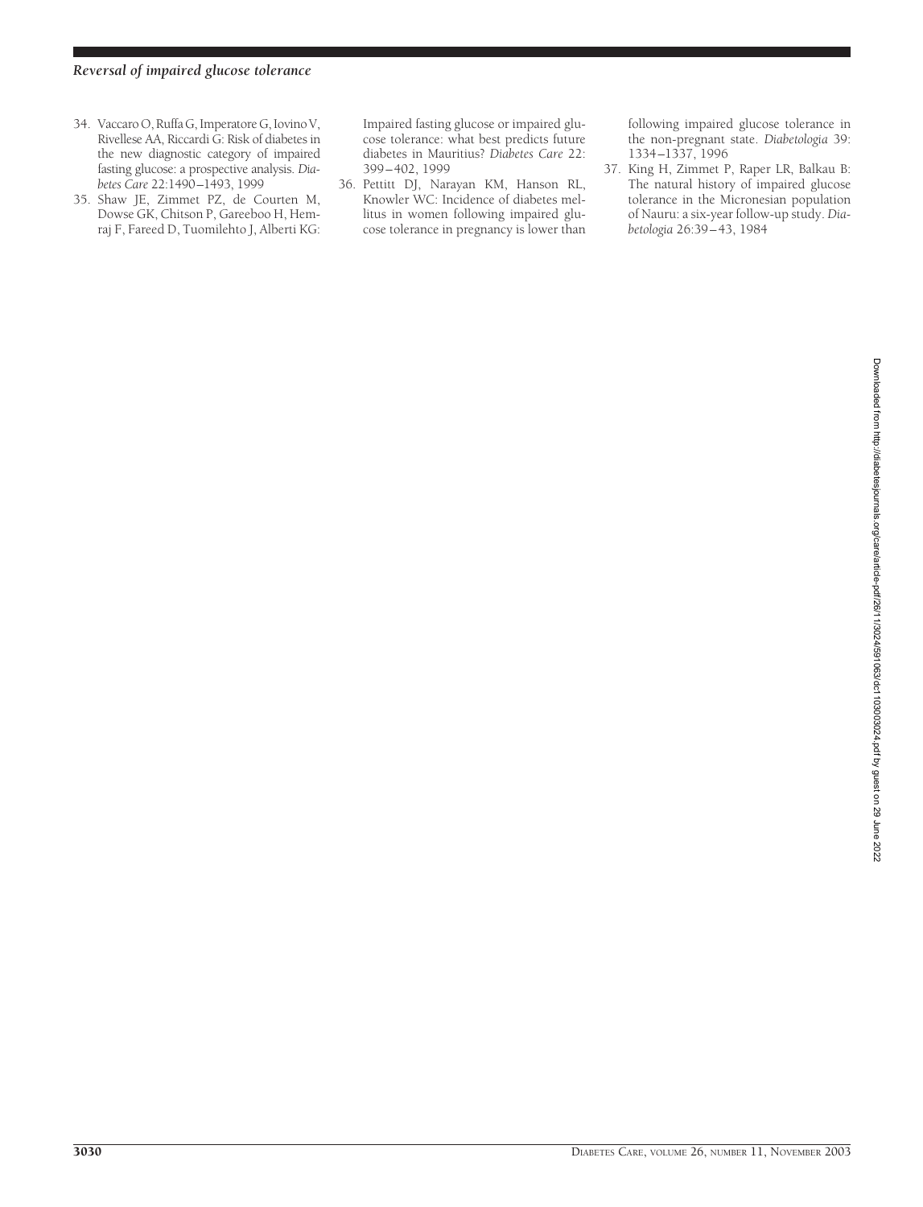34. Vaccaro O, Ruffa G, Imperatore G, Iovino V, Rivellese AA, Riccardi G: Risk of diabetes in the new diagnostic category of impaired fasting glucose: a prospective analysis. *Diabetes Care* 22:1490–1493, 1999
35. Shaw JE, Zimmet PZ, de Courten M, Dowse GK, Chitson P, Gareeboo H, Hemraj F, Fareed D, Tuomilehto J, Alberti KG: Impaired fasting glucose or impaired glucose tolerance: what best predicts future diabetes in Mauritius? *Diabetes Care* 22: 399–402, 1999
36. Pettitt DJ, Narayan KM, Hanson RL, Knowler WC: Incidence of diabetes mellitus in women following impaired glucose tolerance in pregnancy is lower than following impaired glucose tolerance in the non-pregnant state. *Diabetologia* 39: 1334–1337, 1996
37. King H, Zimmet P, Raper LR, Balkau B: The natural history of impaired glucose tolerance in the Micronesian population of Nauru: a six-year follow-up study. *Diabetologia* 26:39–43, 1984